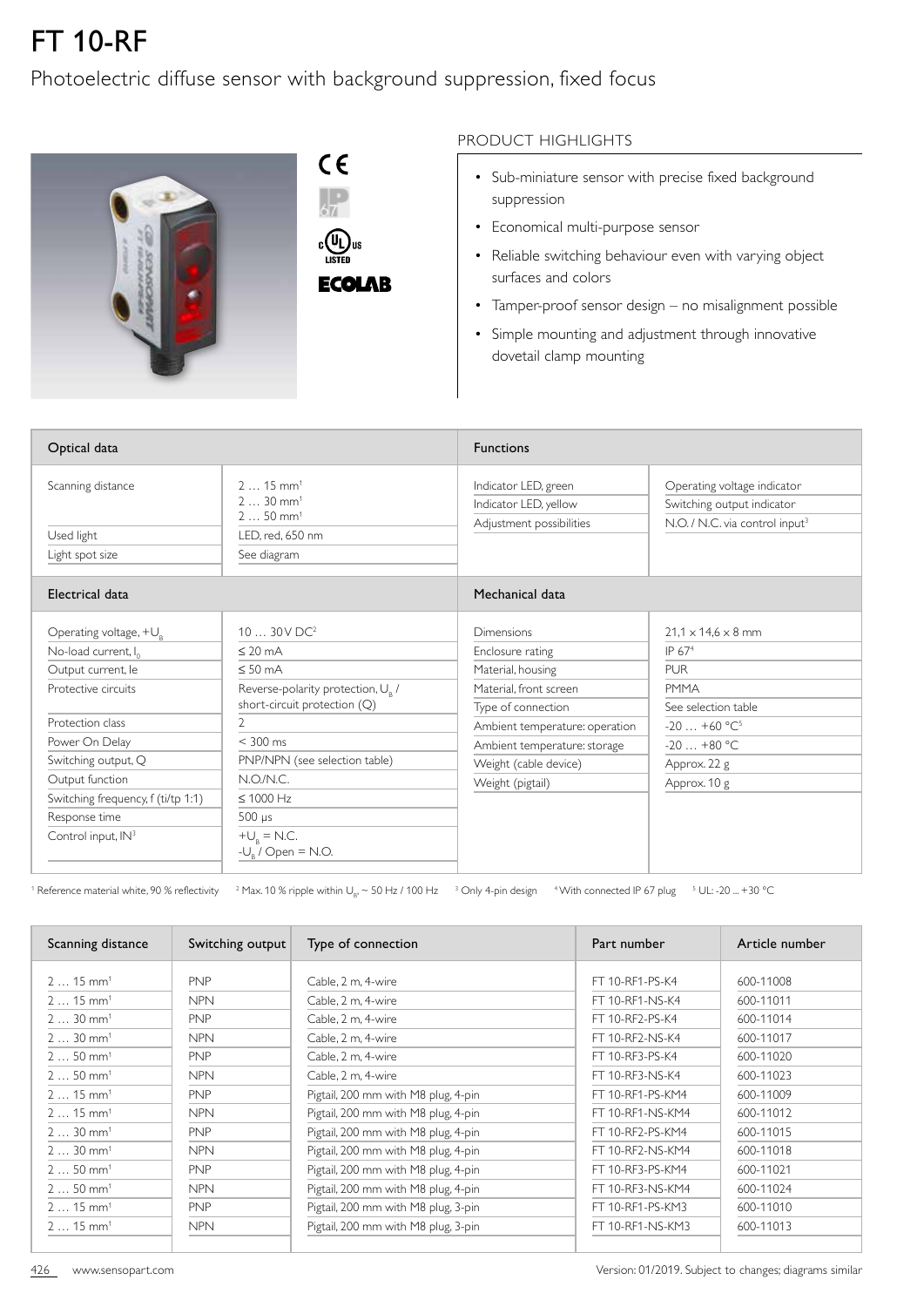# FT 10-RF

## Photoelectric diffuse sensor with background suppression, fixed focus

### PRODUCT HIGHLIGHTS

- Sub-miniature sensor with precise fixed background suppression
- Economical multi-purpose sensor
- Reliable switching behaviour even with varying object surfaces and colors
- Tamper-proof sensor design – no misalignment possible
- Simple mounting and adjustment through innovative dovetail clamp mounting

| Optical data | |
|---|---|
| Scanning distance | 2 … 15 mm[1]<br>2 … 30 mm[1]<br>2 … 50 mm[1] |
| Used light | LED, red, 650 nm |
| Light spot size | See diagram |

| Functions | |
|---|---|
| Indicator LED, green | Operating voltage indicator |
| Indicator LED, yellow | Switching output indicator |
| Adjustment possibilities | N.O. / N.C. via control input[3] |

| Electrical data | |
|---|---|
| Operating voltage, $+U_B$ | 10 … 30 V DC[2] |
| No-load current, $I_0$ | ≤ 20 mA |
| Output current, Ie | ≤ 50 mA |
| Protective circuits | Reverse-polarity protection, $U_B$ / short-circuit protection (Q) |
| Protection class | 2 |
| Power On Delay | < 300 ms |
| Switching output, Q | PNP/NPN (see selection table) |
| Output function | N.O./N.C. |
| Switching frequency, f (ti/tp 1:1) | ≤ 1000 Hz |
| Response time | 500 µs |
| Control input, IN[3] | $+U_B$ = N.C.<br>$-U_B$ / Open = N.O. |

| Mechanical data | |
|---|---|
| Dimensions | 21,1 × 14,6 × 8 mm |
| Enclosure rating | IP 67[4] |
| Material, housing | PUR |
| Material, front screen | PMMA |
| Type of connection | See selection table |
| Ambient temperature: operation | -20 … +60 °C[5] |
| Ambient temperature: storage | -20 … +80 °C |
| Weight (cable device) | Approx. 22 g |
| Weight (pigtail) | Approx. 10 g |

[1] Reference material white, 90 % reflectivity  [2] Max. 10 % ripple within $U_B$, ~ 50 Hz / 100 Hz  [3] Only 4-pin design  [4] With connected IP 67 plug  [5] UL: -20 ... +30 °C

| Scanning distance | Switching output | Type of connection | Part number | Article number |
|---|---|---|---|---|
| 2 … 15 mm[1] | PNP | Cable, 2 m, 4-wire | FT 10-RF1-PS-K4 | 600-11008 |
| 2 … 15 mm[1] | NPN | Cable, 2 m, 4-wire | FT 10-RF1-NS-K4 | 600-11011 |
| 2 … 30 mm[1] | PNP | Cable, 2 m, 4-wire | FT 10-RF2-PS-K4 | 600-11014 |
| 2 … 30 mm[1] | NPN | Cable, 2 m, 4-wire | FT 10-RF2-NS-K4 | 600-11017 |
| 2 … 50 mm[1] | PNP | Cable, 2 m, 4-wire | FT 10-RF3-PS-K4 | 600-11020 |
| 2 … 50 mm[1] | NPN | Cable, 2 m, 4-wire | FT 10-RF3-NS-K4 | 600-11023 |
| 2 … 15 mm[1] | PNP | Pigtail, 200 mm with M8 plug, 4-pin | FT 10-RF1-PS-KM4 | 600-11009 |
| 2 … 15 mm[1] | NPN | Pigtail, 200 mm with M8 plug, 4-pin | FT 10-RF1-NS-KM4 | 600-11012 |
| 2 … 30 mm[1] | PNP | Pigtail, 200 mm with M8 plug, 4-pin | FT 10-RF2-PS-KM4 | 600-11015 |
| 2 … 30 mm[1] | NPN | Pigtail, 200 mm with M8 plug, 4-pin | FT 10-RF2-NS-KM4 | 600-11018 |
| 2 … 50 mm[1] | PNP | Pigtail, 200 mm with M8 plug, 4-pin | FT 10-RF3-PS-KM4 | 600-11021 |
| 2 … 50 mm[1] | NPN | Pigtail, 200 mm with M8 plug, 4-pin | FT 10-RF3-NS-KM4 | 600-11024 |
| 2 … 15 mm[1] | PNP | Pigtail, 200 mm with M8 plug, 3-pin | FT 10-RF1-PS-KM3 | 600-11010 |
| 2 … 15 mm[1] | NPN | Pigtail, 200 mm with M8 plug, 3-pin | FT 10-RF1-NS-KM3 | 600-11013 |

www.sensopart.com  Version: 01/2019. Subject to changes; diagrams similar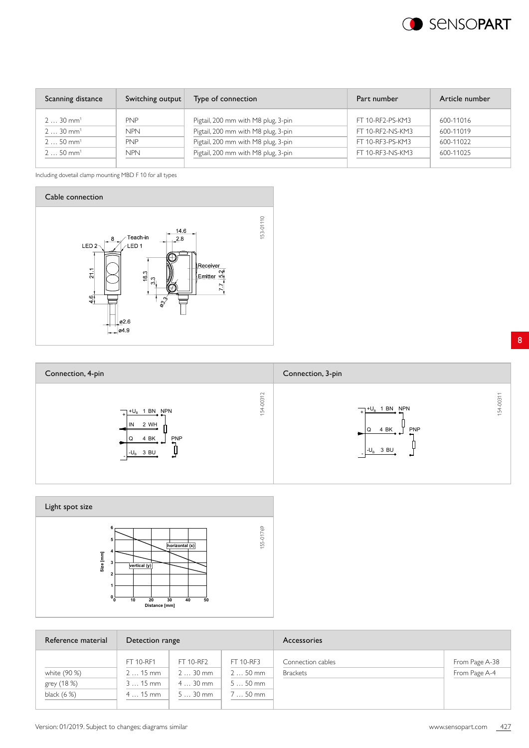| Scanning distance | Switching output | Type of connection | Part number | Article number |
|---|---|---|---|---|
| 2 … 30 mm[1] | PNP | Pigtail, 200 mm with M8 plug, 3-pin | FT 10-RF2-PS-KM3 | 600-11016 |
| 2 … 30 mm[1] | NPN | Pigtail, 200 mm with M8 plug, 3-pin | FT 10-RF2-NS-KM3 | 600-11019 |
| 2 … 50 mm[1] | PNP | Pigtail, 200 mm with M8 plug, 3-pin | FT 10-RF3-PS-KM3 | 600-11022 |
| 2 … 50 mm[1] | NPN | Pigtail, 200 mm with M8 plug, 3-pin | FT 10-RF3-NS-KM3 | 600-11025 |

Including dovetail clamp mounting MBD F 10 for all types

## Cable connection

153-01110

LED 2, 8, Teach-in, LED 1, 21.1, 4.6, ø2.6, ø4.9, 14.6, 2.8, 18.3, 3.3, ø3.3, Receiver, Emitter, 5.2, 7.7

## Connection, 4-pin

154-00312

+$U_B$ 1 BN NPN
IN 2 WH
Q 4 BK PNP
-$U_B$ 3 BU

## Connection, 3-pin

154-00311

+$U_B$ 1 BN NPN
Q 4 BK PNP
-$U_B$ 3 BU

## Light spot size

155-01769

horizontal (x)
vertical (y)
Size [mm]
0 1 2 3 4 5 6
0 10 20 30 40 50
Distance [mm]

| Reference material | Detection range | | | Accessories | |
|---|---|---|---|---|---|
| | FT 10-RF1 | FT 10-RF2 | FT 10-RF3 | Connection cables | From Page A-38 |
| white (90 %) | 2 … 15 mm | 2 … 30 mm | 2 … 50 mm | Brackets | From Page A-4 |
| grey (18 %) | 3 … 15 mm | 4 … 30 mm | 5 … 50 mm | | |
| black (6 %) | 4 … 15 mm | 5 … 30 mm | 7 … 50 mm | | |

Version: 01/2019. Subject to changes; diagrams similar